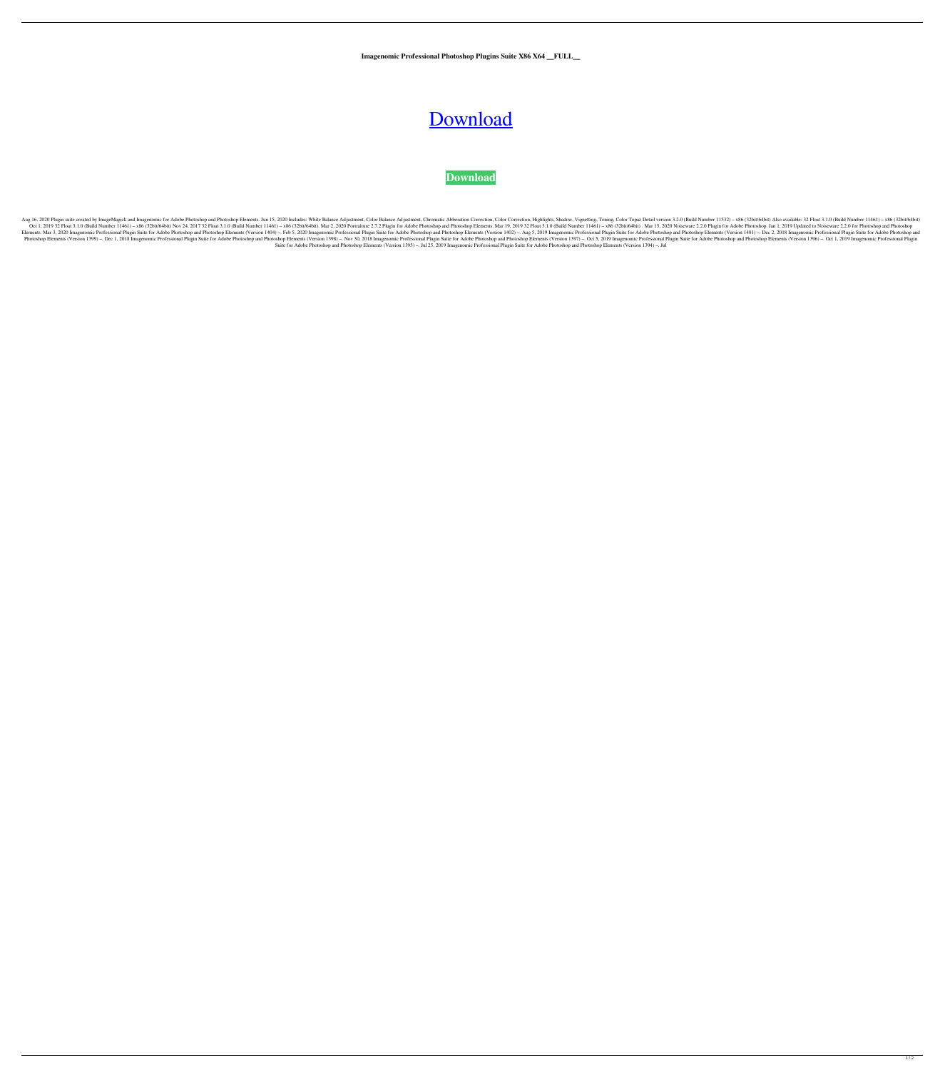**Imagenomic Professional Photoshop Plugins Suite X86 X64 __FULL__**

# [Download](#)

**Download**

Aug 16, 2020 Plugin suite created by ImageMagick and Imagenomic for Adobe Photoshop and Photoshop Elements. Jun 15, 2020 Includes: White Balance Adjustment, Color Balance Adjustment, Chromatic Abberation Correction, Color Correction, Highlights, Shadow, Vignetting, Toning, Color Topaz Detail version 3.2.0 (Build Number 11532) – x86 (32bit/64bit) Also available: 32 Float 3.1.0 (Build Number 11461) – x86 (32bit/64bit) Oct 1, 2019 32 Float 3.1.0 (Build Number 11461) – x86 (32bit/64bit) Nov 24, 2017 32 Float 3.1.0 (Build Number 11461) – x86 (32bit/64bit). Mar 2, 2020 Portraiture 2.7.2 Plugin for Adobe Photoshop and Photoshop Elements. Mar 19, 2019 32 Float 3.1.0 (Build Number 11461) – x86 (32bit/64bit) . Mar 15, 2020 Noiseware 2.2.0 Plugin for Adobe Photoshop. Jan 1, 2019 Updated to Noiseware 2.2.0 for Photoshop and Photoshop Elements. Mar 3, 2020 Imagenomic Professional Plugin Suite for Adobe Photoshop and Photoshop Elements (Version 1404) –. Feb 5, 2020 Imagenomic Professional Plugin Suite for Adobe Photoshop and Photoshop Elements (Version 1402) –. Aug 5, 2019 Imagenomic Professional Plugin Suite for Adobe Photoshop and Photoshop Elements (Version 1401) –. Dec 2, 2018 Imagenomic Professional Plugin Suite for Adobe Photoshop and Photoshop Elements (Version 1399) –. Dec 1, 2018 Imagenomic Professional Plugin Suite for Adobe Photoshop and Photoshop Elements (Version 1398) –. Nov 30, 2018 Imagenomic Professional Plugin Suite for Adobe Photoshop and Photoshop Elements (Version 1397) –. Oct 5, 2019 Imagenomic Professional Plugin Suite for Adobe Photoshop and Photoshop Elements (Version 1396) –. Oct 1, 2019 Imagenomic Professional Plugin Suite for Adobe Photoshop and Photoshop Elements (Version 1395) –. Jul 25, 2019 Imagenomic Professional Plugin Suite for Adobe Photoshop and Photoshop Elements (Version 1394) –. Jul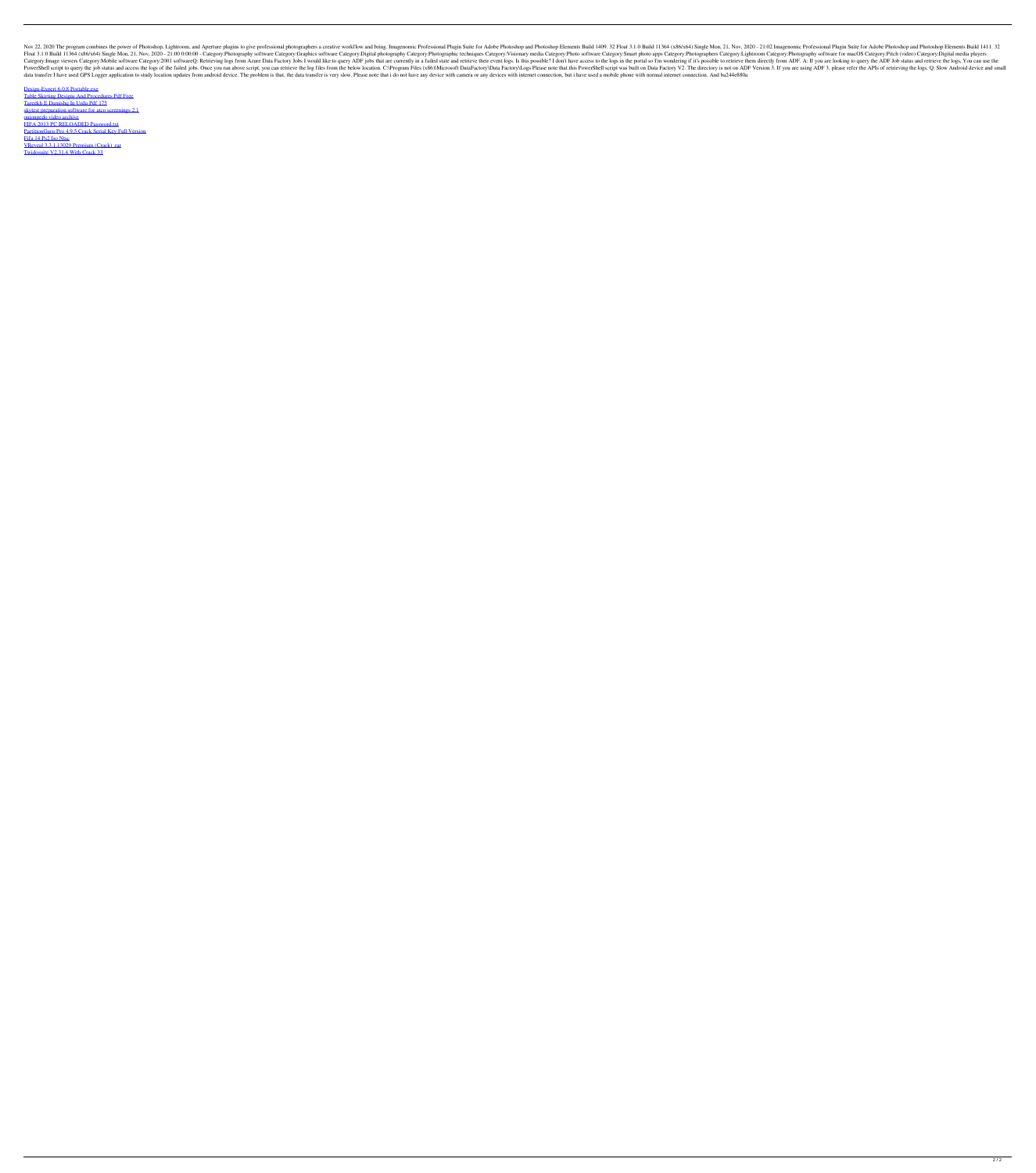Nov 22, 2020 The program combines the power of Photoshop, Lightroom, and Aperture plugins to give professional photographers a creative workflow and bring. Imagenomic Professional Plugin Suite for Adobe Photoshop and Photoshop Elements Build 1409. 32 Float 3.1.0 Build 11364 (x86/x64) Single Mon, 21, Nov, 2020 - 21:02 Imagenomic Professional Plugin Suite for Adobe Photoshop and Photoshop Elements Build 1411. 32 Float 3.1.0 Build 11364 (x86/x64) Single Mon, 21, Nov, 2020 - 21:00 0:00:00 - Category:Photography software Category:Graphics software Category:Digital photography Category:Photographic techniques Category:Visionary media Category:Photo software Category:Smart photo apps Category:Photographers Category:Lightroom Category:Photography software for macOS Category:Pitch (video) Category:Digital media players Category:Image viewers Category:Mobile software Category:2001 softwareQ: Retrieving logs from Azure Data Factory Jobs I would like to query ADF jobs that are currently in a failed state and retrieve their event logs. Is this possible? I don't have access to the logs in the portal so I'm wondering if it's possible to retrieve them directly from ADF. A: If you are looking to query the ADF Job status and retrieve the logs, You can use the PowerShell script to query the job status and access the logs of the failed jobs. Once you ran above script, you can retrieve the log files from the below location. C:\Program Files (x86)\Microsoft DataFactory\Data Factory\Logs Please note that this PowerShell script was built on Data Factory V2. The directory is not on ADF Version 3. If you are using ADF 3, please refer the APIs of retrieving the logs. Q: Slow Android device and small data transfer I have used GPS Logger application to study location updates from android device. The problem is that, the data transfer is very slow. Please note that i do not have any device with camera or any devices with internet connection, but i have used a mobile phone with normal internet connection. And ba244e880a

Design-Expert 6.0.8 Portable.exe
Table Skirting Designs And Procedures Pdf Free
Tareekh E Damishq In Urdu Pdf 175
skytest preparation software for atco screenings 2.1
onionpedo video archive
FIFA 2013 PC RELOADED Password.txt
PartitionGuru Pro 4.9.5 Crack Serial Key Full Version
Fifa 14 Ps2 Iso Ntsc
VReveal 3.3.1.13029 Premium (Crack) .rar
Twidesuite V2.31.4 With Crack 33